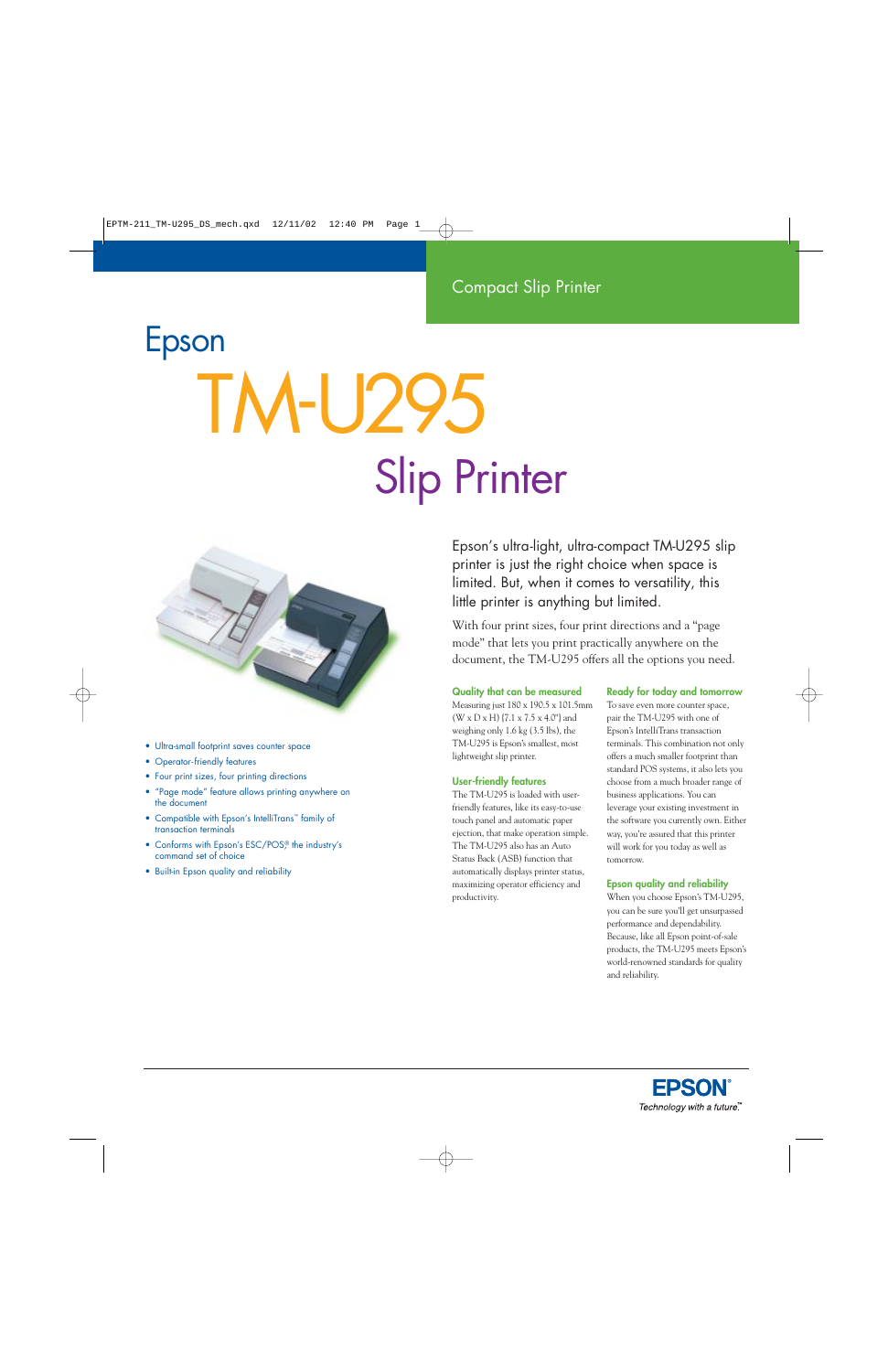Compact Slip Printer

# Epson
# TM-U295
## Slip Printer

- Ultra-small footprint saves counter space
- Operator-friendly features
- Four print sizes, four printing directions
- "Page mode" feature allows printing anywhere on the document
- Compatible with Epson's IntelliTrans™ family of transaction terminals
- Conforms with Epson's ESC/POS® the industry's command set of choice
- Built-in Epson quality and reliability

Epson's ultra-light, ultra-compact TM-U295 slip printer is just the right choice when space is limited. But, when it comes to versatility, this little printer is anything but limited.

With four print sizes, four print directions and a "page mode" that lets you print practically anywhere on the document, the TM-U295 offers all the options you need.

### Quality that can be measured

Measuring just 180 x 190.5 x 101.5mm (W x D x H) (7.1 x 7.5 x 4.0") and weighing only 1.6 kg (3.5 lbs), the TM-U295 is Epson's smallest, most lightweight slip printer.

### User-friendly features

The TM-U295 is loaded with user-friendly features, like its easy-to-use touch panel and automatic paper ejection, that make operation simple. The TM-U295 also has an Auto Status Back (ASB) function that automatically displays printer status, maximizing operator efficiency and productivity.

### Ready for today and tomorrow

To save even more counter space, pair the TM-U295 with one of Epson's IntelliTrans transaction terminals. This combination not only offers a much smaller footprint than standard POS systems, it also lets you choose from a much broader range of business applications. You can leverage your existing investment in the software you currently own. Either way, you're assured that this printer will work for you today as well as tomorrow.

### Epson quality and reliability

When you choose Epson's TM-U295, you can be sure you'll get unsurpassed performance and dependability. Because, like all Epson point-of-sale products, the TM-U295 meets Epson's world-renowned standards for quality and reliability.

EPSON®
Technology with a future.™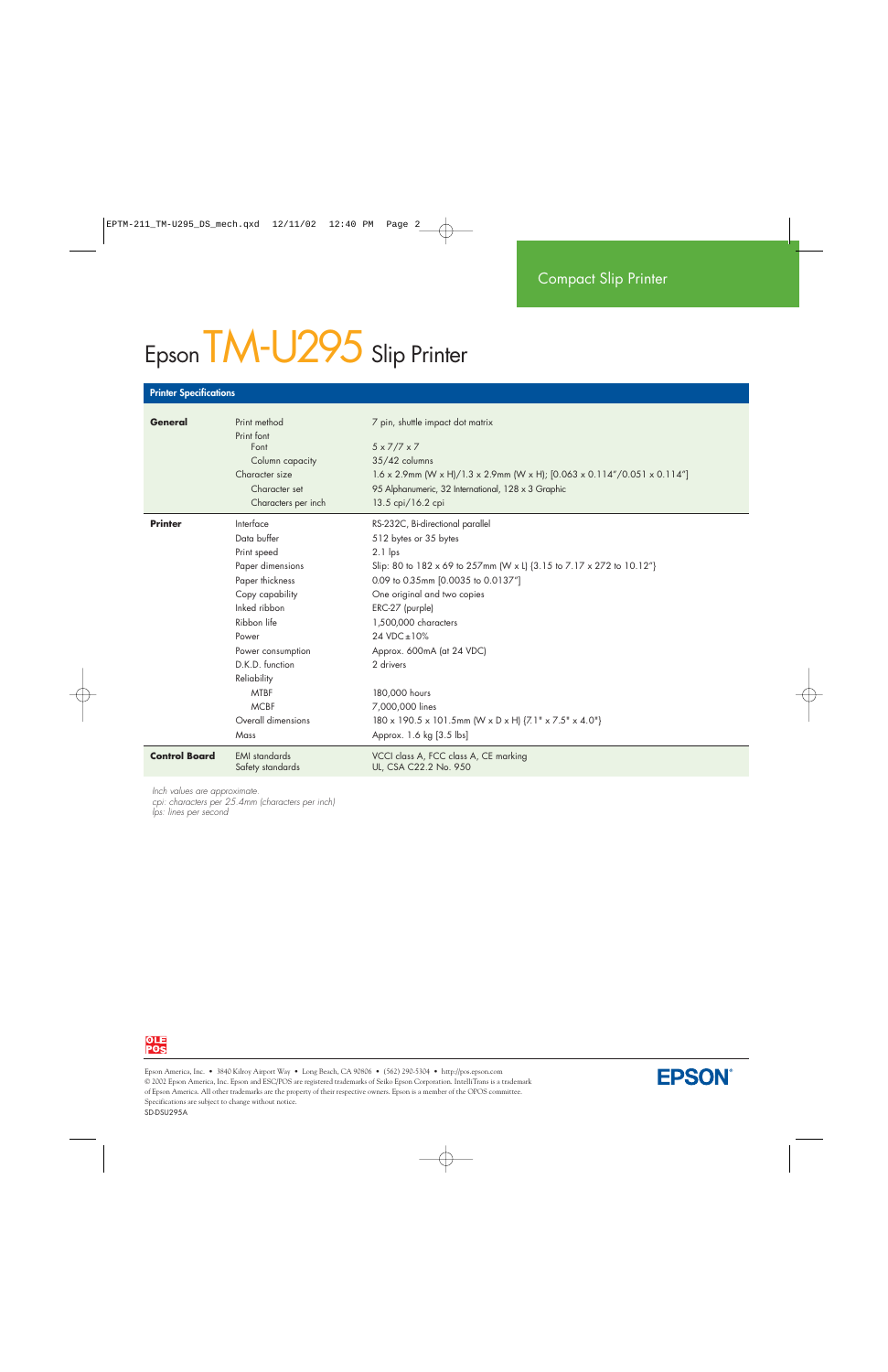Compact Slip Printer

# Epson TM-U295 Slip Printer

| Printer Specifications | | |
|---|---|---|
| **General** | Print method | 7 pin, shuttle impact dot matrix |
| | Print font | |
| | Font | 5 x 7/7 x 7 |
| | Column capacity | 35/42 columns |
| | Character size | 1.6 x 2.9mm (W x H)/1.3 x 2.9mm (W x H); [0.063 x 0.114"/0.051 x 0.114"] |
| | Character set | 95 Alphanumeric, 32 International, 128 x 3 Graphic |
| | Characters per inch | 13.5 cpi/16.2 cpi |
| **Printer** | Interface | RS-232C, Bi-directional parallel |
| | Data buffer | 512 bytes or 35 bytes |
| | Print speed | 2.1 lps |
| | Paper dimensions | Slip: 80 to 182 x 69 to 257mm (W x L) {3.15 to 7.17 x 272 to 10.12"} |
| | Paper thickness | 0.09 to 0.35mm [0.0035 to 0.0137"] |
| | Copy capability | One original and two copies |
| | Inked ribbon | ERC-27 (purple) |
| | Ribbon life | 1,500,000 characters |
| | Power | 24 VDC ± 10% |
| | Power consumption | Approx. 600mA (at 24 VDC) |
| | D.K.D. function | 2 drivers |
| | Reliability | |
| | MTBF | 180,000 hours |
| | MCBF | 7,000,000 lines |
| | Overall dimensions | 180 x 190.5 x 101.5mm (W x D x H) {7.1" x 7.5" x 4.0"} |
| | Mass | Approx. 1.6 kg [3.5 lbs] |
| **Control Board** | EMI standards | VCCI class A, FCC class A, CE marking |
| | Safety standards | UL, CSA C22.2 No. 950 |

*Inch values are approximate.*
*cpi: characters per 25.4mm (characters per inch)*
*lps: lines per second*

OLE POS

Epson America, Inc. • 3840 Kilroy Airport Way • Long Beach, CA 90806 • (562) 290-5304 • http://pos.epson.com
© 2002 Epson America, Inc. Epson and ESC/POS are registered trademarks of Seiko Epson Corporation. IntelliTrans is a trademark of Epson America. All other trademarks are the property of their respective owners. Epson is a member of the OPOS committee.
Specifications are subject to change without notice.
SD-DSU295A

EPSON